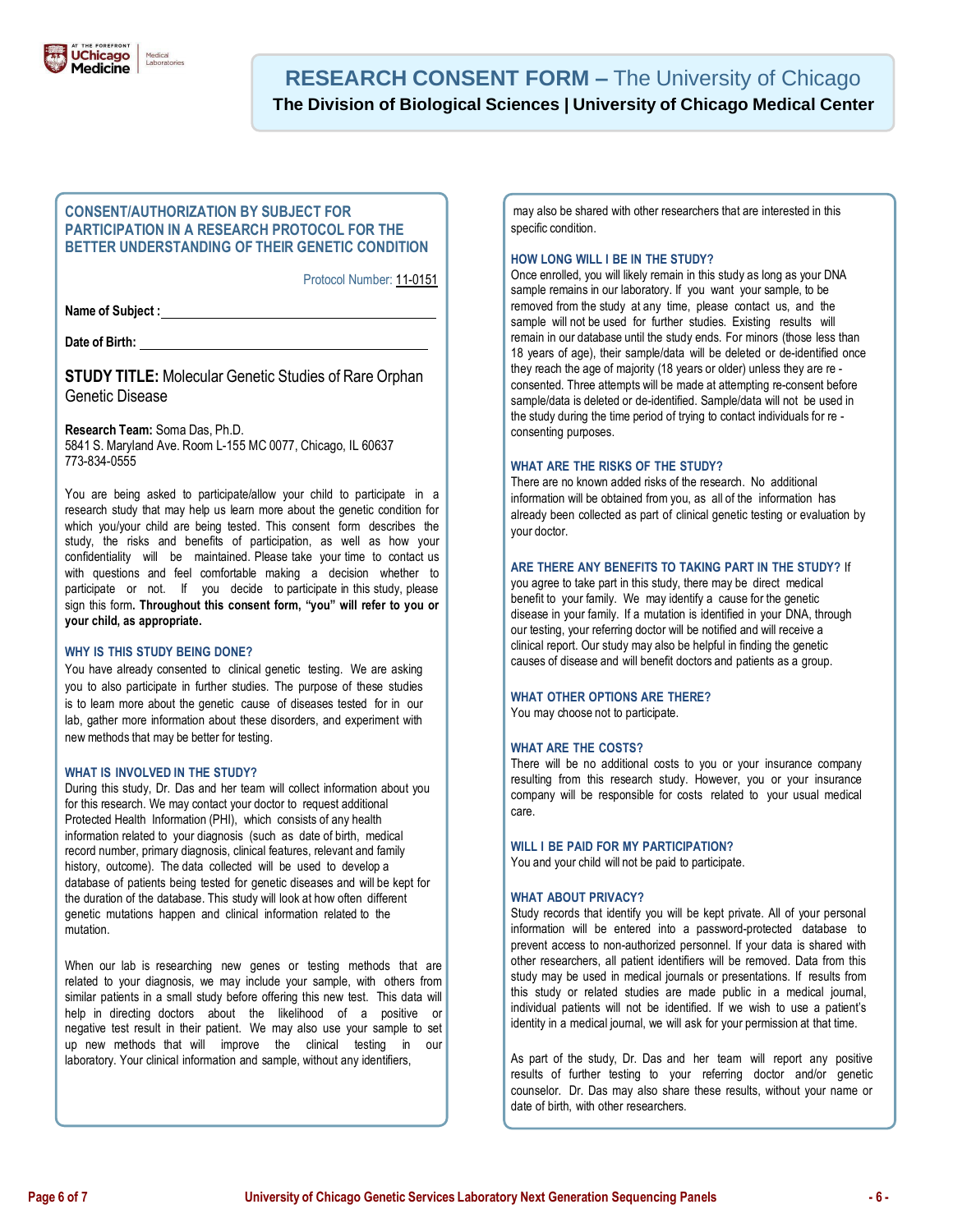# RESEARCH CONSENT FORM – The University of Chicago

**The Division of Biological Sciences | University of Chicago Medical Center**

## CONSENT/AUTHORIZATION BY SUBJECT FOR PARTICIPATION IN A RESEARCH PROTOCOL FOR THE BETTER UNDERSTANDING OF THEIR GENETIC CONDITION

Protocol Number: 11-0151

**Name of Subject :** ______________________________

**Date of Birth:** ______________________________

**STUDY TITLE:** Molecular Genetic Studies of Rare Orphan Genetic Disease

**Research Team:** Soma Das, Ph.D.
5841 S. Maryland Ave. Room L-155 MC 0077, Chicago, IL 60637
773-834-0555

You are being asked to participate/allow your child to participate in a research study that may help us learn more about the genetic condition for which you/your child are being tested. This consent form describes the study, the risks and benefits of participation, as well as how your confidentiality will be maintained. Please take your time to contact us with questions and feel comfortable making a decision whether to participate or not. If you decide to participate in this study, please sign this form**. Throughout this consent form, "you" will refer to you or your child, as appropriate.**

### WHY IS THIS STUDY BEING DONE?

You have already consented to clinical genetic testing. We are asking you to also participate in further studies. The purpose of these studies is to learn more about the genetic cause of diseases tested for in our lab, gather more information about these disorders, and experiment with new methods that may be better for testing.

### WHAT IS INVOLVED IN THE STUDY?

During this study, Dr. Das and her team will collect information about you for this research. We may contact your doctor to request additional Protected Health Information (PHI), which consists of any health information related to your diagnosis (such as date of birth, medical record number, primary diagnosis, clinical features, relevant and family history, outcome). The data collected will be used to develop a database of patients being tested for genetic diseases and will be kept for the duration of the database. This study will look at how often different genetic mutations happen and clinical information related to the mutation.

When our lab is researching new genes or testing methods that are related to your diagnosis, we may include your sample, with others from similar patients in a small study before offering this new test. This data will help in directing doctors about the likelihood of a positive or negative test result in their patient. We may also use your sample to set up new methods that will improve the clinical testing in our laboratory. Your clinical information and sample, without any identifiers, may also be shared with other researchers that are interested in this specific condition.

### HOW LONG WILL I BE IN THE STUDY?

Once enrolled, you will likely remain in this study as long as your DNA sample remains in our laboratory. If you want your sample, to be removed from the study at any time, please contact us, and the sample will not be used for further studies. Existing results will remain in our database until the study ends. For minors (those less than 18 years of age), their sample/data will be deleted or de-identified once they reach the age of majority (18 years or older) unless they are re - consented. Three attempts will be made at attempting re-consent before sample/data is deleted or de-identified. Sample/data will not be used in the study during the time period of trying to contact individuals for re - consenting purposes.

### WHAT ARE THE RISKS OF THE STUDY?

There are no known added risks of the research. No additional information will be obtained from you, as all of the information has already been collected as part of clinical genetic testing or evaluation by your doctor.

### ARE THERE ANY BENEFITS TO TAKING PART IN THE STUDY?

If you agree to take part in this study, there may be direct medical benefit to your family. We may identify a cause for the genetic disease in your family. If a mutation is identified in your DNA, through our testing, your referring doctor will be notified and will receive a clinical report. Our study may also be helpful in finding the genetic causes of disease and will benefit doctors and patients as a group.

### WHAT OTHER OPTIONS ARE THERE?

You may choose not to participate.

### WHAT ARE THE COSTS?

There will be no additional costs to you or your insurance company resulting from this research study. However, you or your insurance company will be responsible for costs related to your usual medical care.

### WILL I BE PAID FOR MY PARTICIPATION?

You and your child will not be paid to participate.

### WHAT ABOUT PRIVACY?

Study records that identify you will be kept private. All of your personal information will be entered into a password-protected database to prevent access to non-authorized personnel. If your data is shared with other researchers, all patient identifiers will be removed. Data from this study may be used in medical journals or presentations. If results from this study or related studies are made public in a medical journal, individual patients will not be identified. If we wish to use a patient's identity in a medical journal, we will ask for your permission at that time.

As part of the study, Dr. Das and her team will report any positive results of further testing to your referring doctor and/or genetic counselor. Dr. Das may also share these results, without your name or date of birth, with other researchers.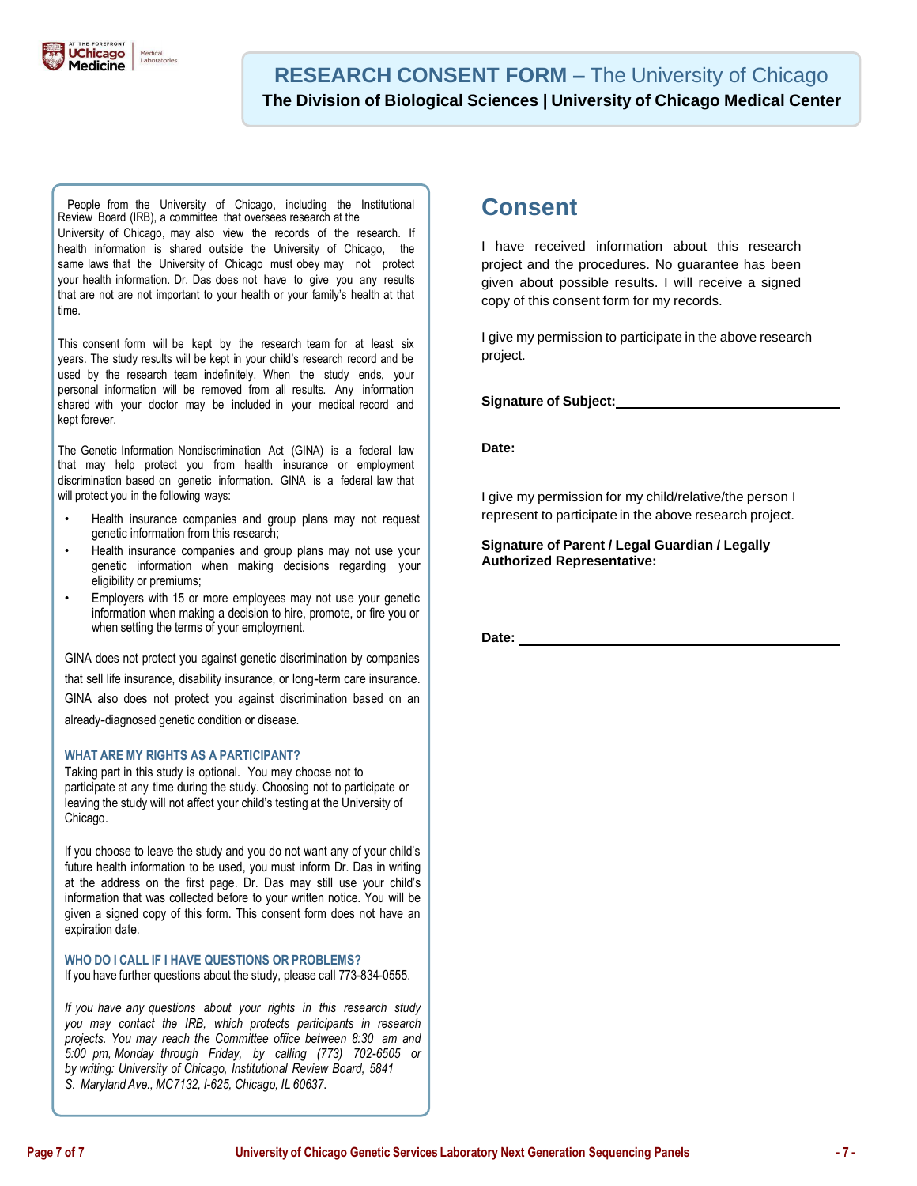# RESEARCH CONSENT FORM – The University of Chicago

**The Division of Biological Sciences | University of Chicago Medical Center**

People from the University of Chicago, including the Institutional Review Board (IRB), a committee that oversees research at the University of Chicago, may also view the records of the research. If health information is shared outside the University of Chicago, the same laws that the University of Chicago must obey may not protect your health information. Dr. Das does not have to give you any results that are not are not important to your health or your family's health at that time.

This consent form will be kept by the research team for at least six years. The study results will be kept in your child's research record and be used by the research team indefinitely. When the study ends, your personal information will be removed from all results. Any information shared with your doctor may be included in your medical record and kept forever.

The Genetic Information Nondiscrimination Act (GINA) is a federal law that may help protect you from health insurance or employment discrimination based on genetic information. GINA is a federal law that will protect you in the following ways:

- Health insurance companies and group plans may not request genetic information from this research;
- Health insurance companies and group plans may not use your genetic information when making decisions regarding your eligibility or premiums;
- Employers with 15 or more employees may not use your genetic information when making a decision to hire, promote, or fire you or when setting the terms of your employment.

GINA does not protect you against genetic discrimination by companies that sell life insurance, disability insurance, or long-term care insurance. GINA also does not protect you against discrimination based on an already-diagnosed genetic condition or disease.

### WHAT ARE MY RIGHTS AS A PARTICIPANT?

Taking part in this study is optional. You may choose not to participate at any time during the study. Choosing not to participate or leaving the study will not affect your child's testing at the University of Chicago.

If you choose to leave the study and you do not want any of your child's future health information to be used, you must inform Dr. Das in writing at the address on the first page. Dr. Das may still use your child's information that was collected before to your written notice. You will be given a signed copy of this form. This consent form does not have an expiration date.

### WHO DO I CALL IF I HAVE QUESTIONS OR PROBLEMS?

If you have further questions about the study, please call 773-834-0555.

*If you have any questions about your rights in this research study you may contact the IRB, which protects participants in research projects. You may reach the Committee office between 8:30 am and 5:00 pm, Monday through Friday, by calling (773) 702-6505 or by writing: University of Chicago, Institutional Review Board, 5841 S. Maryland Ave., MC7132, I-625, Chicago, IL 60637.*

## Consent

I have received information about this research project and the procedures. No guarantee has been given about possible results. I will receive a signed copy of this consent form for my records.

I give my permission to participate in the above research project.

**Signature of Subject:** ______________________________

**Date:** ______________________________

I give my permission for my child/relative/the person I represent to participate in the above research project.

**Signature of Parent / Legal Guardian / Legally Authorized Representative:**

______________________________

**Date:** ______________________________